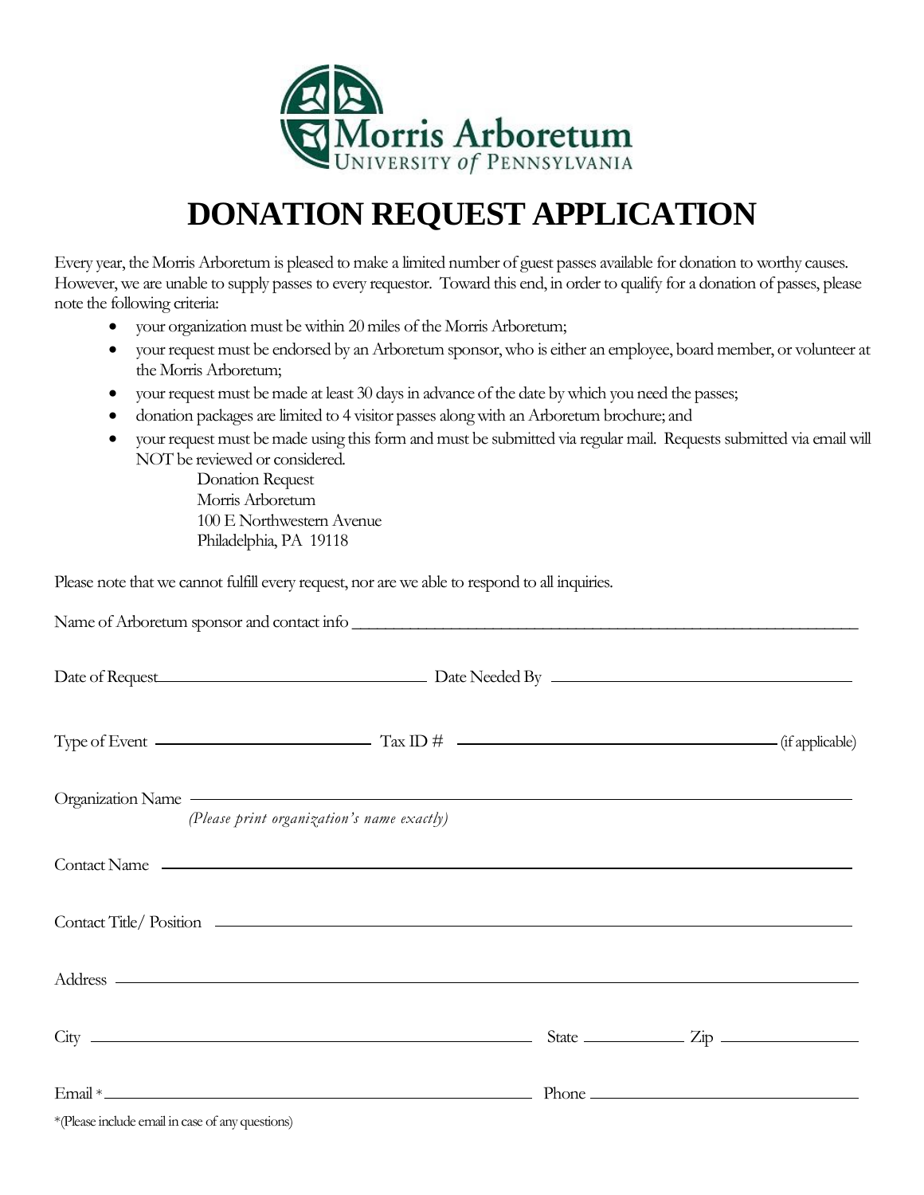Morris Arboretum
UNIVERSITY *of* PENNSYLVANIA

# DONATION REQUEST APPLICATION

Every year, the Morris Arboretum is pleased to make a limited number of guest passes available for donation to worthy causes. However, we are unable to supply passes to every requestor. Toward this end, in order to qualify for a donation of passes, please note the following criteria:

- your organization must be within 20 miles of the Morris Arboretum;
- your request must be endorsed by an Arboretum sponsor, who is either an employee, board member, or volunteer at the Morris Arboretum;
- your request must be made at least 30 days in advance of the date by which you need the passes;
- donation packages are limited to 4 visitor passes along with an Arboretum brochure; and
- your request must be made using this form and must be submitted via regular mail. Requests submitted via email will NOT be reviewed or considered.

  Donation Request
  Morris Arboretum
  100 E Northwestern Avenue
  Philadelphia, PA 19118

Please note that we cannot fulfill every request, nor are we able to respond to all inquiries.

Name of Arboretum sponsor and contact info ______________________________

Date of Request ______________________ Date Needed By ______________________

Type of Event ______________________ Tax ID # ______________________ (if applicable)

Organization Name ______________________________
*(Please print organization's name exactly)*

Contact Name ______________________________

Contact Title/ Position ______________________________

Address ______________________________

City ______________________ State ____________ Zip ____________

Email * ______________________ Phone ______________________

*(Please include email in case of any questions)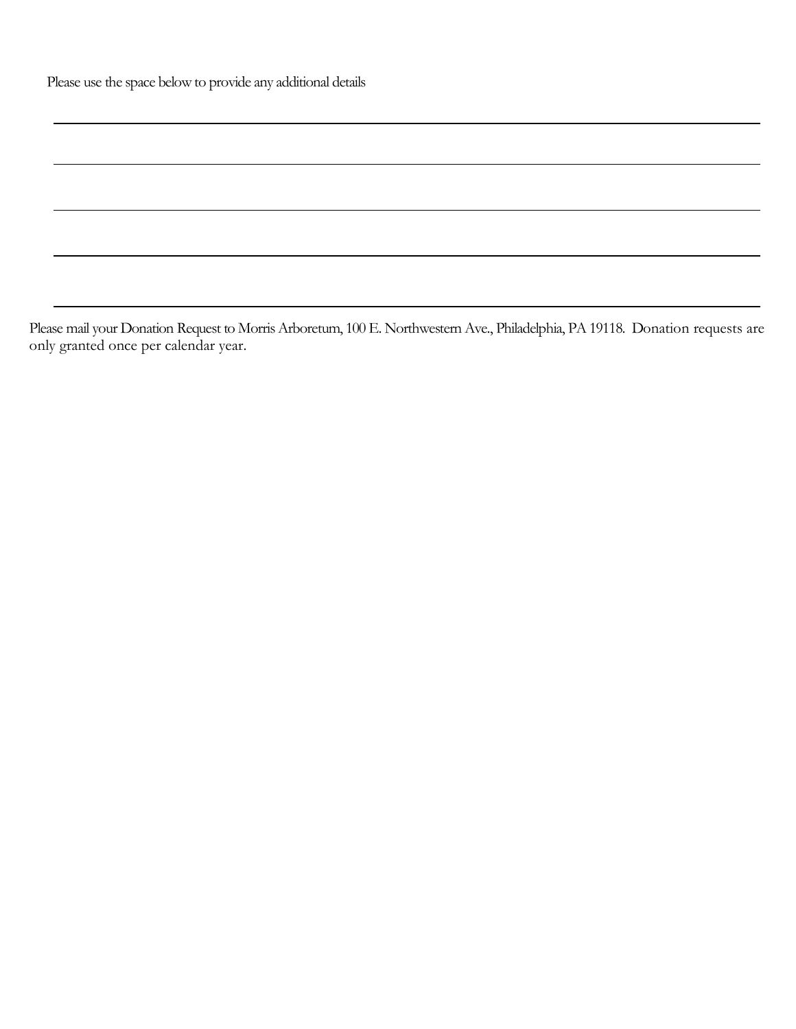Please use the space below to provide any additional details

Please mail your Donation Request to Morris Arboretum, 100 E. Northwestern Ave., Philadelphia, PA 19118. Donation requests are only granted once per calendar year.